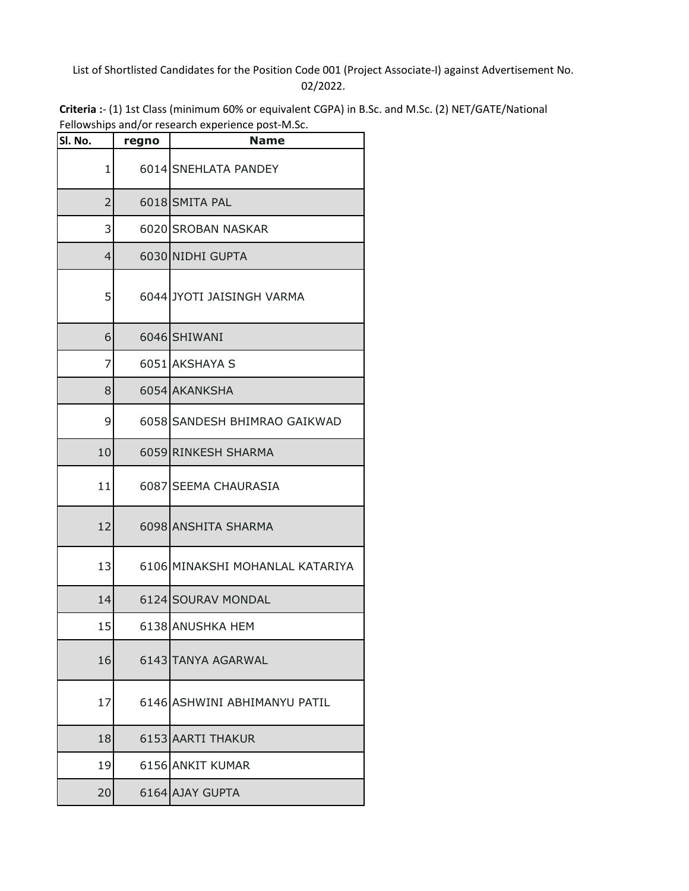List of Shortlisted Candidates for the Position Code 001 (Project Associate-I) against Advertisement No. 02/2022.

**Criteria :**- (1) 1st Class (minimum 60% or equivalent CGPA) in B.Sc. and M.Sc. (2) NET/GATE/National Fellowships and/or research experience post-M.Sc.

| Sl. No. | regno | Name |
|---|---|---|
| 1 | 6014 | SNEHLATA PANDEY |
| 2 | 6018 | SMITA PAL |
| 3 | 6020 | SROBAN NASKAR |
| 4 | 6030 | NIDHI GUPTA |
| 5 | 6044 | JYOTI JAISINGH VARMA |
| 6 | 6046 | SHIWANI |
| 7 | 6051 | AKSHAYA S |
| 8 | 6054 | AKANKSHA |
| 9 | 6058 | SANDESH BHIMRAO GAIKWAD |
| 10 | 6059 | RINKESH SHARMA |
| 11 | 6087 | SEEMA CHAURASIA |
| 12 | 6098 | ANSHITA SHARMA |
| 13 | 6106 | MINAKSHI MOHANLAL KATARIYA |
| 14 | 6124 | SOURAV MONDAL |
| 15 | 6138 | ANUSHKA HEM |
| 16 | 6143 | TANYA AGARWAL |
| 17 | 6146 | ASHWINI ABHIMANYU PATIL |
| 18 | 6153 | AARTI THAKUR |
| 19 | 6156 | ANKIT KUMAR |
| 20 | 6164 | AJAY GUPTA |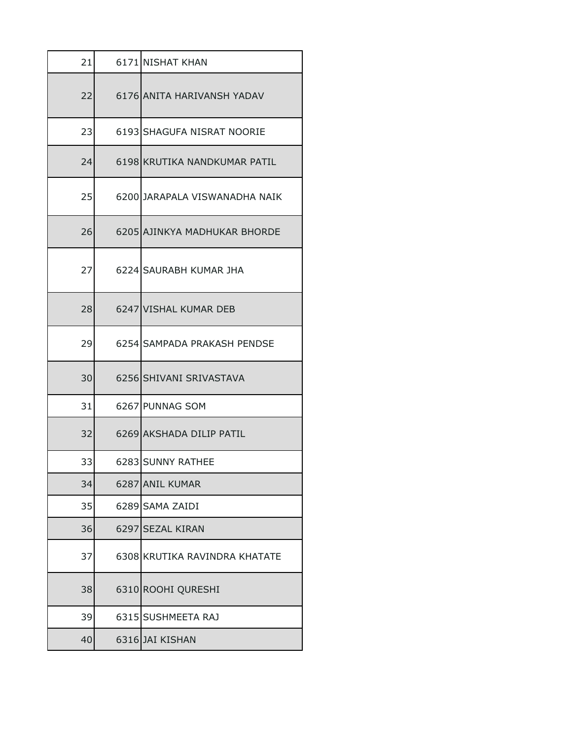| | | |
|---|---|---|
| 21 | 6171 | NISHAT KHAN |
| 22 | 6176 | ANITA HARIVANSH YADAV |
| 23 | 6193 | SHAGUFA NISRAT NOORIE |
| 24 | 6198 | KRUTIKA NANDKUMAR PATIL |
| 25 | 6200 | JARAPALA VISWANADHA NAIK |
| 26 | 6205 | AJINKYA MADHUKAR BHORDE |
| 27 | 6224 | SAURABH KUMAR JHA |
| 28 | 6247 | VISHAL KUMAR DEB |
| 29 | 6254 | SAMPADA PRAKASH PENDSE |
| 30 | 6256 | SHIVANI SRIVASTAVA |
| 31 | 6267 | PUNNAG SOM |
| 32 | 6269 | AKSHADA DILIP PATIL |
| 33 | 6283 | SUNNY RATHEE |
| 34 | 6287 | ANIL KUMAR |
| 35 | 6289 | SAMA ZAIDI |
| 36 | 6297 | SEZAL KIRAN |
| 37 | 6308 | KRUTIKA RAVINDRA KHATATE |
| 38 | 6310 | ROOHI QURESHI |
| 39 | 6315 | SUSHMEETA RAJ |
| 40 | 6316 | JAI KISHAN |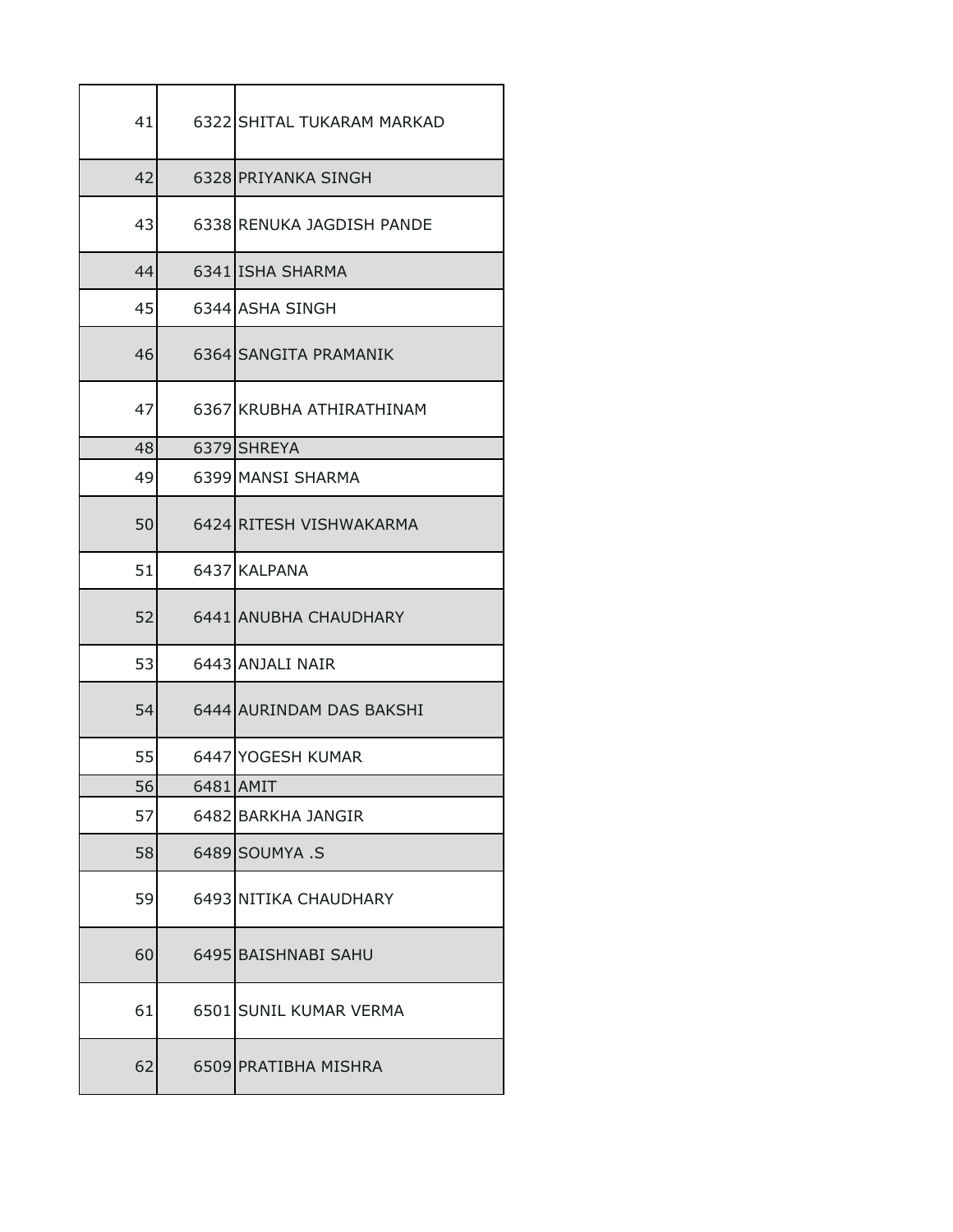| | | |
|---|---|---|
| 41 | 6322 | SHITAL TUKARAM MARKAD |
| 42 | 6328 | PRIYANKA SINGH |
| 43 | 6338 | RENUKA JAGDISH PANDE |
| 44 | 6341 | ISHA SHARMA |
| 45 | 6344 | ASHA SINGH |
| 46 | 6364 | SANGITA PRAMANIK |
| 47 | 6367 | KRUBHA ATHIRATHINAM |
| 48 | 6379 | SHREYA |
| 49 | 6399 | MANSI SHARMA |
| 50 | 6424 | RITESH VISHWAKARMA |
| 51 | 6437 | KALPANA |
| 52 | 6441 | ANUBHA CHAUDHARY |
| 53 | 6443 | ANJALI NAIR |
| 54 | 6444 | AURINDAM DAS BAKSHI |
| 55 | 6447 | YOGESH KUMAR |
| 56 | 6481 | AMIT |
| 57 | 6482 | BARKHA JANGIR |
| 58 | 6489 | SOUMYA .S |
| 59 | 6493 | NITIKA CHAUDHARY |
| 60 | 6495 | BAISHNABI SAHU |
| 61 | 6501 | SUNIL KUMAR VERMA |
| 62 | 6509 | PRATIBHA MISHRA |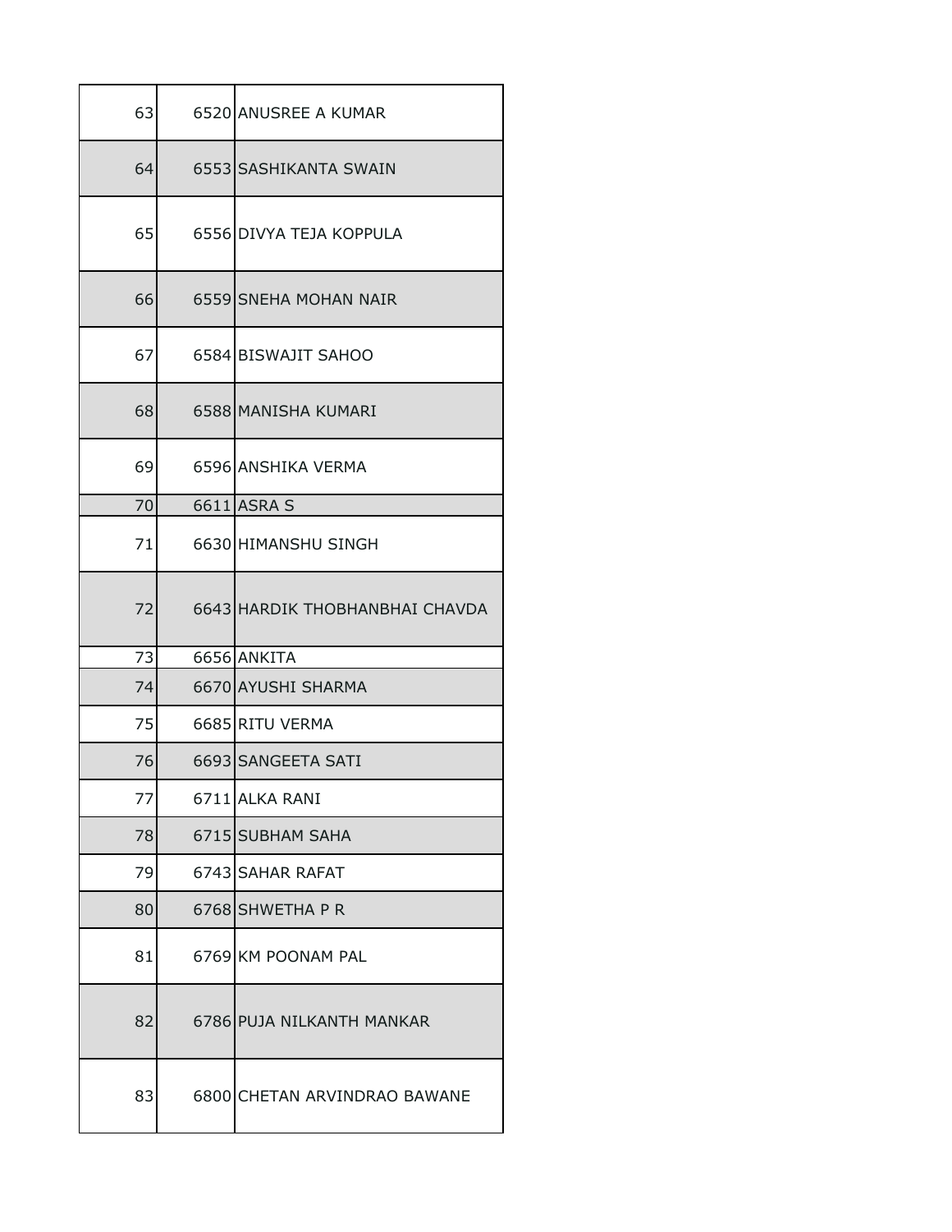| | | |
|---|---|---|
| 63 | 6520 | ANUSREE A KUMAR |
| 64 | 6553 | SASHIKANTA SWAIN |
| 65 | 6556 | DIVYA TEJA KOPPULA |
| 66 | 6559 | SNEHA MOHAN NAIR |
| 67 | 6584 | BISWAJIT SAHOO |
| 68 | 6588 | MANISHA KUMARI |
| 69 | 6596 | ANSHIKA VERMA |
| 70 | 6611 | ASRA S |
| 71 | 6630 | HIMANSHU SINGH |
| 72 | 6643 | HARDIK THOBHANBHAI CHAVDA |
| 73 | 6656 | ANKITA |
| 74 | 6670 | AYUSHI SHARMA |
| 75 | 6685 | RITU VERMA |
| 76 | 6693 | SANGEETA SATI |
| 77 | 6711 | ALKA RANI |
| 78 | 6715 | SUBHAM SAHA |
| 79 | 6743 | SAHAR RAFAT |
| 80 | 6768 | SHWETHA P R |
| 81 | 6769 | KM POONAM PAL |
| 82 | 6786 | PUJA NILKANTH MANKAR |
| 83 | 6800 | CHETAN ARVINDRAO BAWANE |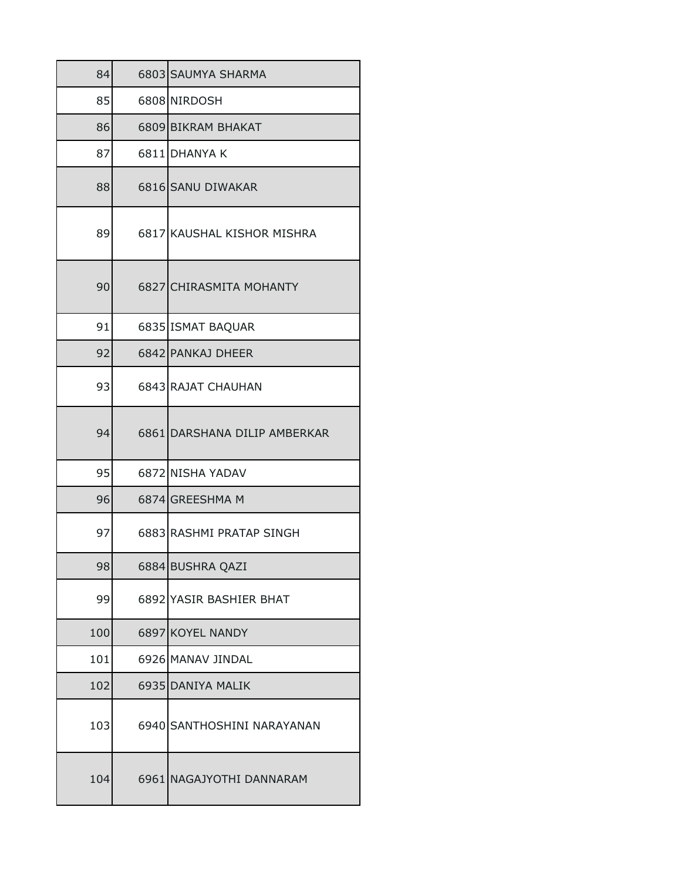| | | |
|---|---|---|
| 84 | 6803 | SAUMYA SHARMA |
| 85 | 6808 | NIRDOSH |
| 86 | 6809 | BIKRAM BHAKAT |
| 87 | 6811 | DHANYA K |
| 88 | 6816 | SANU DIWAKAR |
| 89 | 6817 | KAUSHAL KISHOR MISHRA |
| 90 | 6827 | CHIRASMITA MOHANTY |
| 91 | 6835 | ISMAT BAQUAR |
| 92 | 6842 | PANKAJ DHEER |
| 93 | 6843 | RAJAT CHAUHAN |
| 94 | 6861 | DARSHANA DILIP AMBERKAR |
| 95 | 6872 | NISHA YADAV |
| 96 | 6874 | GREESHMA M |
| 97 | 6883 | RASHMI PRATAP SINGH |
| 98 | 6884 | BUSHRA QAZI |
| 99 | 6892 | YASIR BASHIER BHAT |
| 100 | 6897 | KOYEL NANDY |
| 101 | 6926 | MANAV JINDAL |
| 102 | 6935 | DANIYA MALIK |
| 103 | 6940 | SANTHOSHINI NARAYANAN |
| 104 | 6961 | NAGAJYOTHI DANNARAM |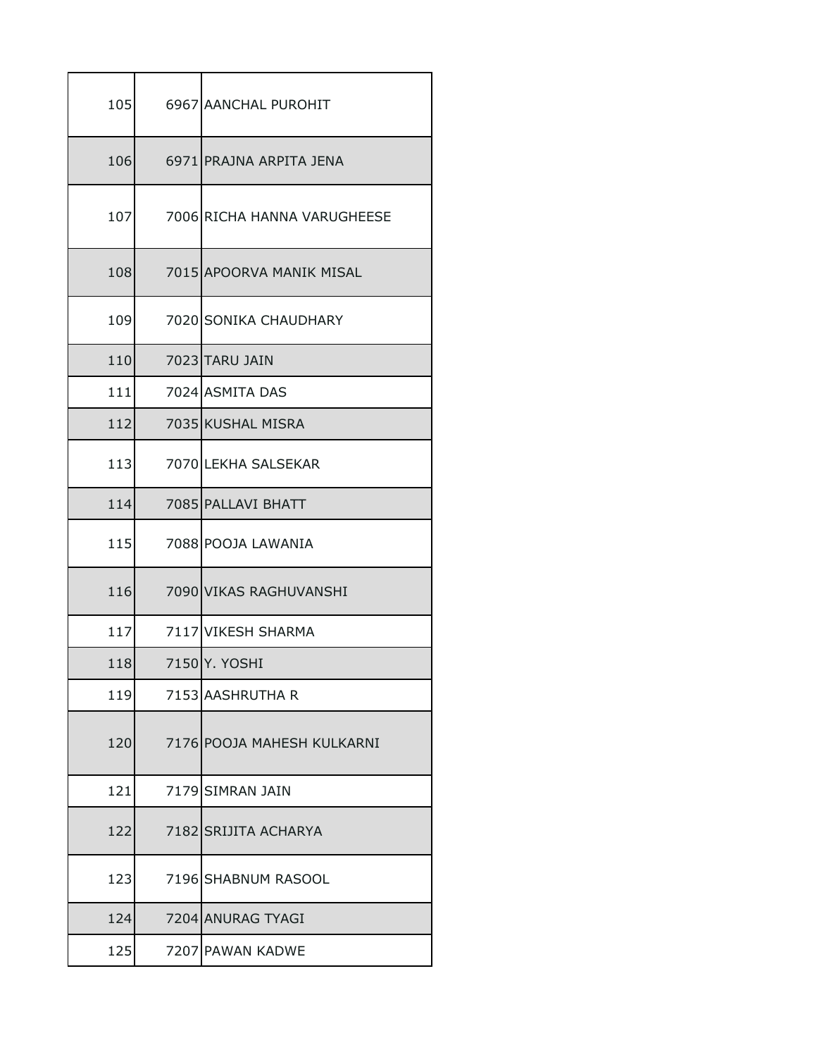| | | |
|---|---|---|
| 105 | 6967 | AANCHAL PUROHIT |
| 106 | 6971 | PRAJNA ARPITA JENA |
| 107 | 7006 | RICHA HANNA VARUGHEESE |
| 108 | 7015 | APOORVA MANIK MISAL |
| 109 | 7020 | SONIKA CHAUDHARY |
| 110 | 7023 | TARU JAIN |
| 111 | 7024 | ASMITA DAS |
| 112 | 7035 | KUSHAL MISRA |
| 113 | 7070 | LEKHA SALSEKAR |
| 114 | 7085 | PALLAVI BHATT |
| 115 | 7088 | POOJA LAWANIA |
| 116 | 7090 | VIKAS RAGHUVANSHI |
| 117 | 7117 | VIKESH SHARMA |
| 118 | 7150 | Y. YOSHI |
| 119 | 7153 | AASHRUTHA R |
| 120 | 7176 | POOJA MAHESH KULKARNI |
| 121 | 7179 | SIMRAN JAIN |
| 122 | 7182 | SRIJITA ACHARYA |
| 123 | 7196 | SHABNUM RASOOL |
| 124 | 7204 | ANURAG TYAGI |
| 125 | 7207 | PAWAN KADWE |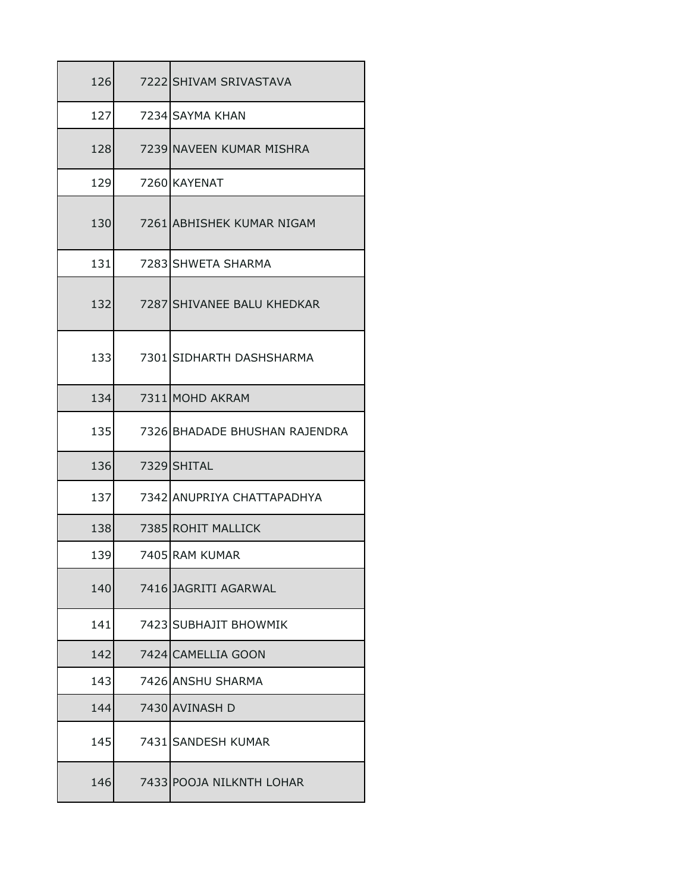| | | |
|---|---|---|
| 126 | 7222 | SHIVAM SRIVASTAVA |
| 127 | 7234 | SAYMA KHAN |
| 128 | 7239 | NAVEEN KUMAR MISHRA |
| 129 | 7260 | KAYENAT |
| 130 | 7261 | ABHISHEK KUMAR NIGAM |
| 131 | 7283 | SHWETA SHARMA |
| 132 | 7287 | SHIVANEE BALU KHEDKAR |
| 133 | 7301 | SIDHARTH DASHSHARMA |
| 134 | 7311 | MOHD AKRAM |
| 135 | 7326 | BHADADE BHUSHAN RAJENDRA |
| 136 | 7329 | SHITAL |
| 137 | 7342 | ANUPRIYA CHATTAPADHYA |
| 138 | 7385 | ROHIT MALLICK |
| 139 | 7405 | RAM KUMAR |
| 140 | 7416 | JAGRITI AGARWAL |
| 141 | 7423 | SUBHAJIT BHOWMIK |
| 142 | 7424 | CAMELLIA GOON |
| 143 | 7426 | ANSHU SHARMA |
| 144 | 7430 | AVINASH D |
| 145 | 7431 | SANDESH KUMAR |
| 146 | 7433 | POOJA NILKNTH LOHAR |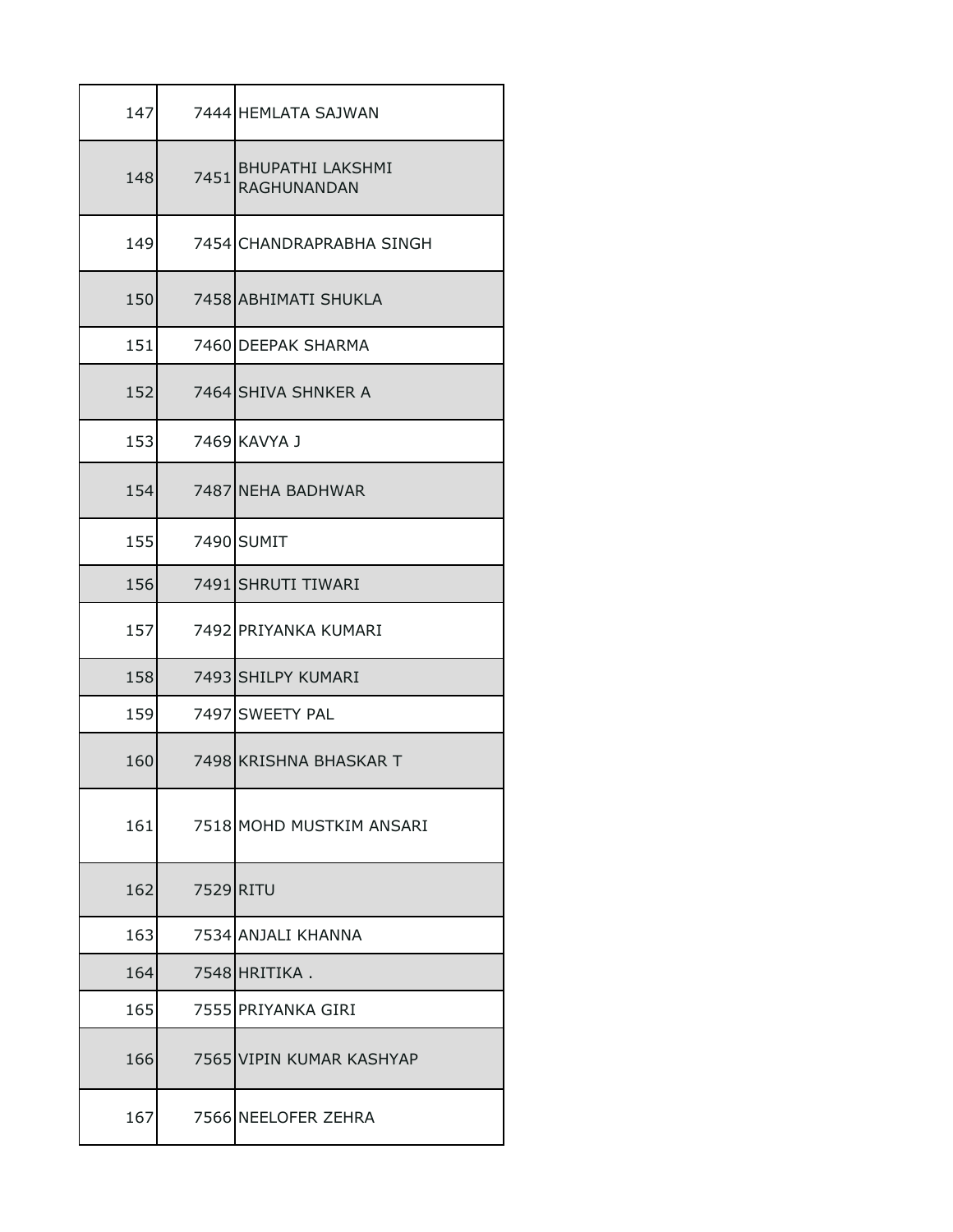| | | |
|---|---|---|
| 147 | 7444 | HEMLATA SAJWAN |
| 148 | 7451 | BHUPATHI LAKSHMI RAGHUNANDAN |
| 149 | 7454 | CHANDRAPRABHA SINGH |
| 150 | 7458 | ABHIMATI SHUKLA |
| 151 | 7460 | DEEPAK SHARMA |
| 152 | 7464 | SHIVA SHNKER A |
| 153 | 7469 | KAVYA J |
| 154 | 7487 | NEHA BADHWAR |
| 155 | 7490 | SUMIT |
| 156 | 7491 | SHRUTI TIWARI |
| 157 | 7492 | PRIYANKA KUMARI |
| 158 | 7493 | SHILPY KUMARI |
| 159 | 7497 | SWEETY PAL |
| 160 | 7498 | KRISHNA BHASKAR T |
| 161 | 7518 | MOHD MUSTKIM ANSARI |
| 162 | 7529 | RITU |
| 163 | 7534 | ANJALI KHANNA |
| 164 | 7548 | HRITIKA . |
| 165 | 7555 | PRIYANKA GIRI |
| 166 | 7565 | VIPIN KUMAR KASHYAP |
| 167 | 7566 | NEELOFER ZEHRA |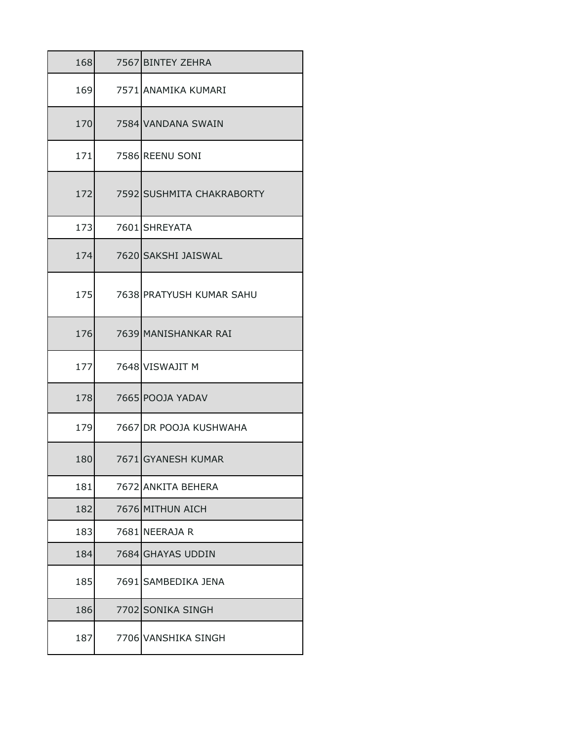| | | |
|---|---|---|
| 168 | 7567 | BINTEY ZEHRA |
| 169 | 7571 | ANAMIKA KUMARI |
| 170 | 7584 | VANDANA SWAIN |
| 171 | 7586 | REENU SONI |
| 172 | 7592 | SUSHMITA CHAKRABORTY |
| 173 | 7601 | SHREYATA |
| 174 | 7620 | SAKSHI JAISWAL |
| 175 | 7638 | PRATYUSH KUMAR SAHU |
| 176 | 7639 | MANISHANKAR RAI |
| 177 | 7648 | VISWAJIT M |
| 178 | 7665 | POOJA YADAV |
| 179 | 7667 | DR POOJA KUSHWAHA |
| 180 | 7671 | GYANESH KUMAR |
| 181 | 7672 | ANKITA BEHERA |
| 182 | 7676 | MITHUN AICH |
| 183 | 7681 | NEERAJA R |
| 184 | 7684 | GHAYAS UDDIN |
| 185 | 7691 | SAMBEDIKA JENA |
| 186 | 7702 | SONIKA SINGH |
| 187 | 7706 | VANSHIKA SINGH |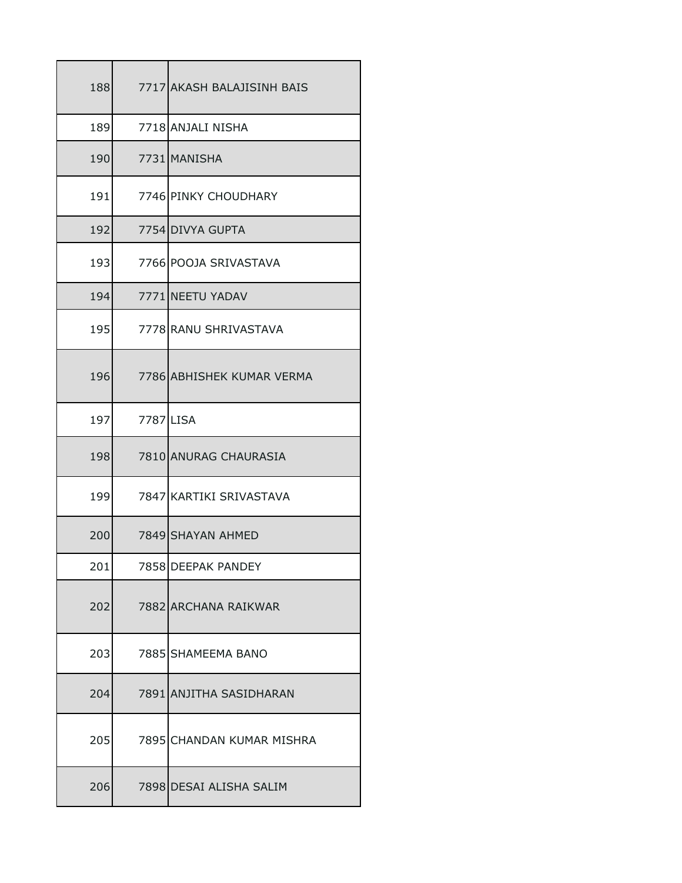| | | |
|---|---|---|
| 188 | 7717 | AKASH BALAJISINH BAIS |
| 189 | 7718 | ANJALI NISHA |
| 190 | 7731 | MANISHA |
| 191 | 7746 | PINKY CHOUDHARY |
| 192 | 7754 | DIVYA GUPTA |
| 193 | 7766 | POOJA SRIVASTAVA |
| 194 | 7771 | NEETU YADAV |
| 195 | 7778 | RANU SHRIVASTAVA |
| 196 | 7786 | ABHISHEK KUMAR VERMA |
| 197 | 7787 | LISA |
| 198 | 7810 | ANURAG CHAURASIA |
| 199 | 7847 | KARTIKI SRIVASTAVA |
| 200 | 7849 | SHAYAN AHMED |
| 201 | 7858 | DEEPAK PANDEY |
| 202 | 7882 | ARCHANA RAIKWAR |
| 203 | 7885 | SHAMEEMA BANO |
| 204 | 7891 | ANJITHA SASIDHARAN |
| 205 | 7895 | CHANDAN KUMAR MISHRA |
| 206 | 7898 | DESAI ALISHA SALIM |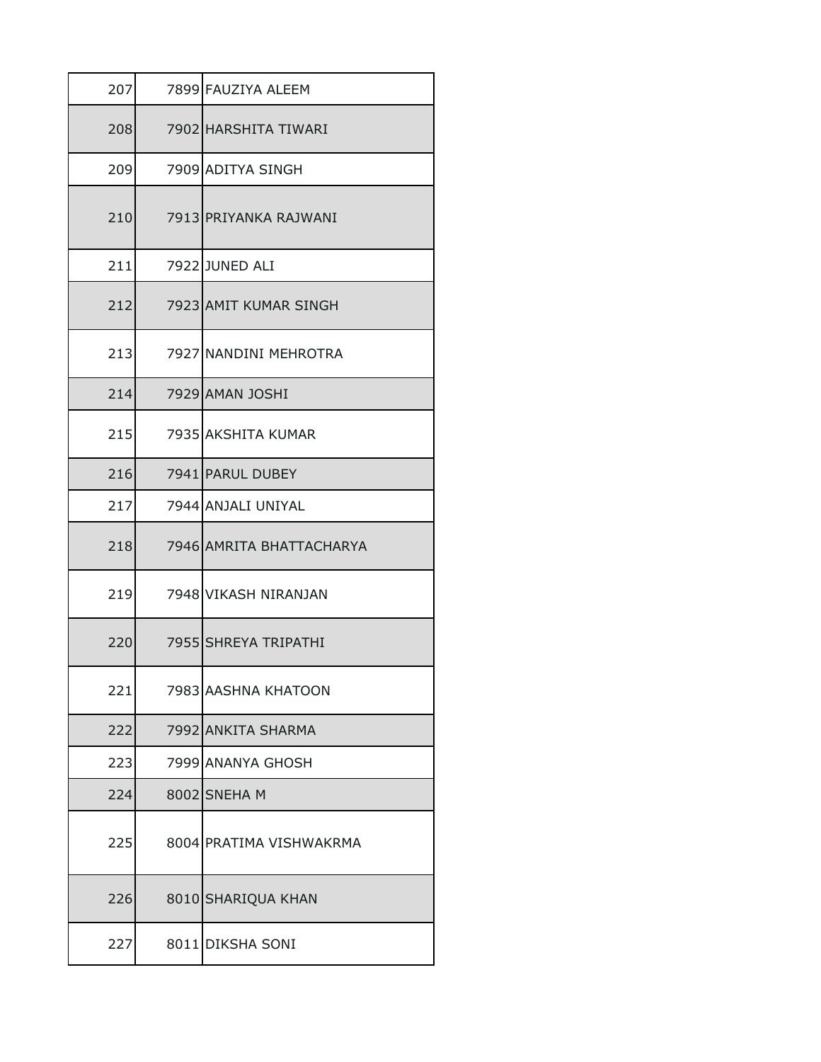| | | |
|---|---|---|
| 207 | 7899 | FAUZIYA ALEEM |
| 208 | 7902 | HARSHITA TIWARI |
| 209 | 7909 | ADITYA SINGH |
| 210 | 7913 | PRIYANKA RAJWANI |
| 211 | 7922 | JUNED ALI |
| 212 | 7923 | AMIT KUMAR SINGH |
| 213 | 7927 | NANDINI MEHROTRA |
| 214 | 7929 | AMAN JOSHI |
| 215 | 7935 | AKSHITA KUMAR |
| 216 | 7941 | PARUL DUBEY |
| 217 | 7944 | ANJALI UNIYAL |
| 218 | 7946 | AMRITA BHATTACHARYA |
| 219 | 7948 | VIKASH NIRANJAN |
| 220 | 7955 | SHREYA TRIPATHI |
| 221 | 7983 | AASHNA KHATOON |
| 222 | 7992 | ANKITA SHARMA |
| 223 | 7999 | ANANYA GHOSH |
| 224 | 8002 | SNEHA M |
| 225 | 8004 | PRATIMA VISHWAKRMA |
| 226 | 8010 | SHARIQUA KHAN |
| 227 | 8011 | DIKSHA SONI |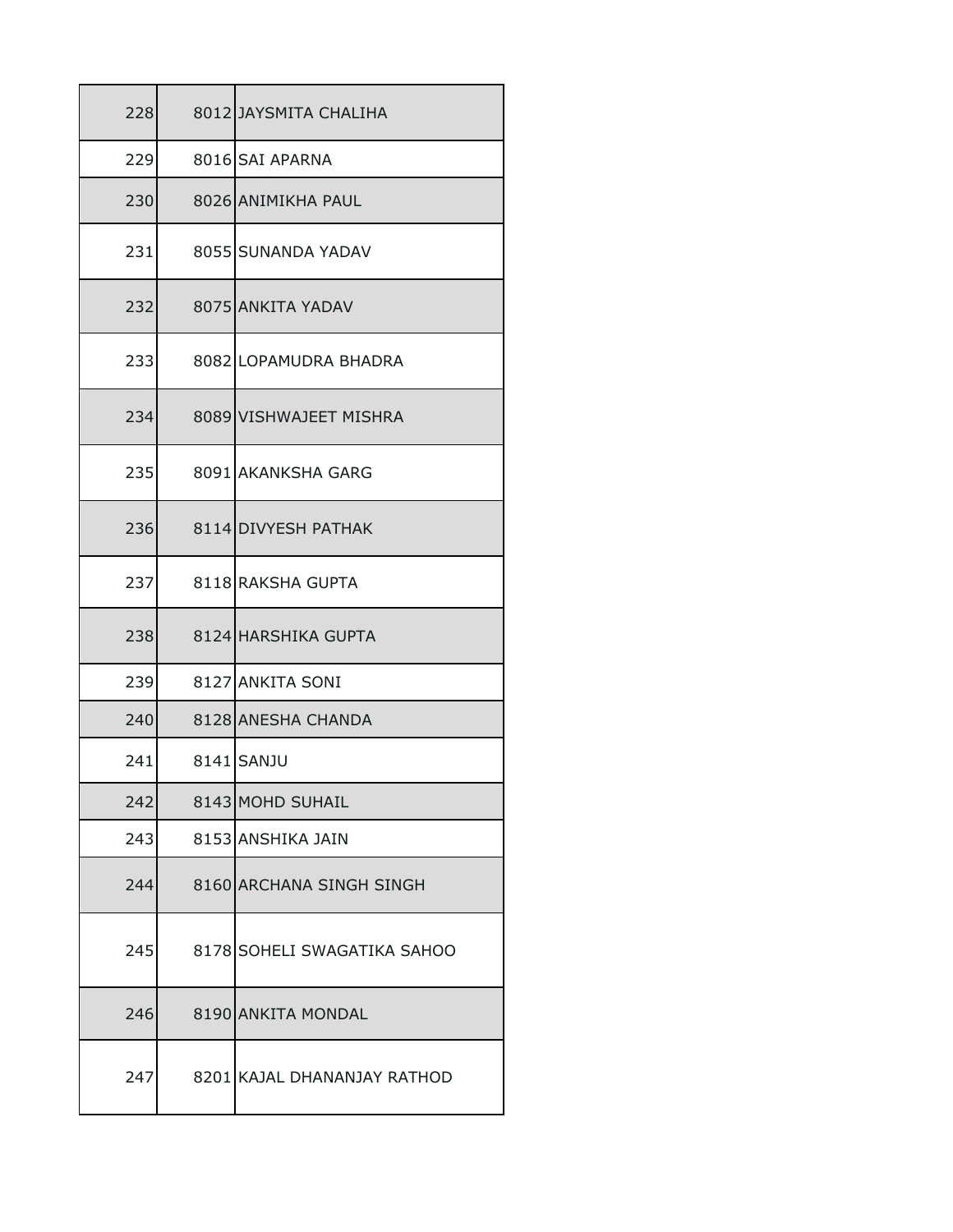| | | |
|---|---|---|
| 228 | 8012 | JAYSMITA CHALIHA |
| 229 | 8016 | SAI APARNA |
| 230 | 8026 | ANIMIKHA PAUL |
| 231 | 8055 | SUNANDA YADAV |
| 232 | 8075 | ANKITA YADAV |
| 233 | 8082 | LOPAMUDRA BHADRA |
| 234 | 8089 | VISHWAJEET MISHRA |
| 235 | 8091 | AKANKSHA GARG |
| 236 | 8114 | DIVYESH PATHAK |
| 237 | 8118 | RAKSHA GUPTA |
| 238 | 8124 | HARSHIKA GUPTA |
| 239 | 8127 | ANKITA SONI |
| 240 | 8128 | ANESHA CHANDA |
| 241 | 8141 | SANJU |
| 242 | 8143 | MOHD SUHAIL |
| 243 | 8153 | ANSHIKA JAIN |
| 244 | 8160 | ARCHANA SINGH SINGH |
| 245 | 8178 | SOHELI SWAGATIKA SAHOO |
| 246 | 8190 | ANKITA MONDAL |
| 247 | 8201 | KAJAL DHANANJAY RATHOD |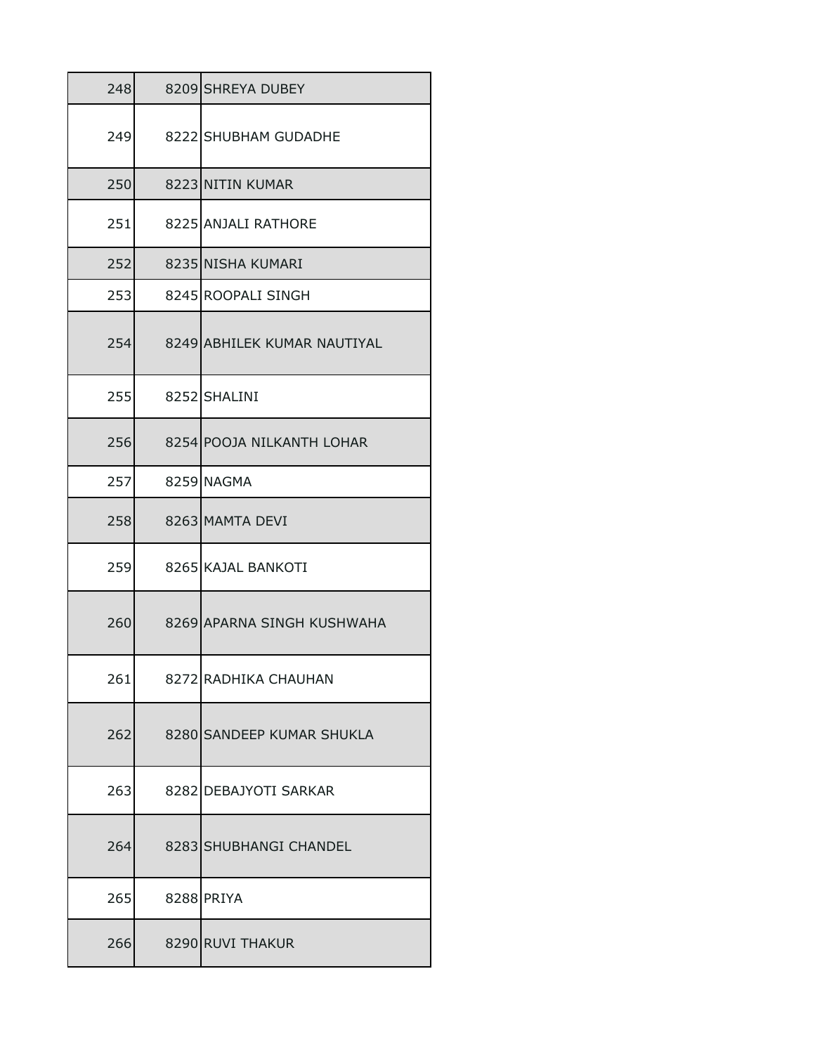| | | |
|---|---|---|
| 248 | 8209 | SHREYA DUBEY |
| 249 | 8222 | SHUBHAM GUDADHE |
| 250 | 8223 | NITIN KUMAR |
| 251 | 8225 | ANJALI RATHORE |
| 252 | 8235 | NISHA KUMARI |
| 253 | 8245 | ROOPALI SINGH |
| 254 | 8249 | ABHILEK KUMAR NAUTIYAL |
| 255 | 8252 | SHALINI |
| 256 | 8254 | POOJA NILKANTH LOHAR |
| 257 | 8259 | NAGMA |
| 258 | 8263 | MAMTA DEVI |
| 259 | 8265 | KAJAL BANKOTI |
| 260 | 8269 | APARNA SINGH KUSHWAHA |
| 261 | 8272 | RADHIKA CHAUHAN |
| 262 | 8280 | SANDEEP KUMAR SHUKLA |
| 263 | 8282 | DEBAJYOTI SARKAR |
| 264 | 8283 | SHUBHANGI CHANDEL |
| 265 | 8288 | PRIYA |
| 266 | 8290 | RUVI THAKUR |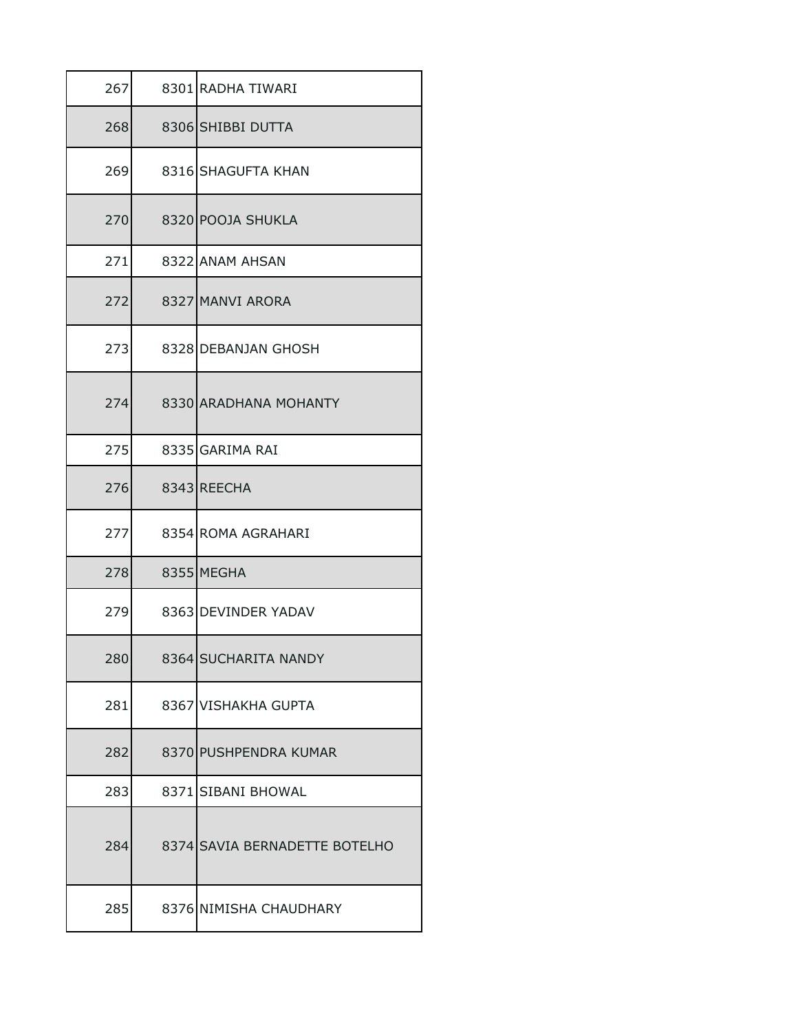| | | |
|---|---|---|
| 267 | 8301 | RADHA TIWARI |
| 268 | 8306 | SHIBBI DUTTA |
| 269 | 8316 | SHAGUFTA KHAN |
| 270 | 8320 | POOJA SHUKLA |
| 271 | 8322 | ANAM AHSAN |
| 272 | 8327 | MANVI ARORA |
| 273 | 8328 | DEBANJAN GHOSH |
| 274 | 8330 | ARADHANA MOHANTY |
| 275 | 8335 | GARIMA RAI |
| 276 | 8343 | REECHA |
| 277 | 8354 | ROMA AGRAHARI |
| 278 | 8355 | MEGHA |
| 279 | 8363 | DEVINDER YADAV |
| 280 | 8364 | SUCHARITA NANDY |
| 281 | 8367 | VISHAKHA GUPTA |
| 282 | 8370 | PUSHPENDRA KUMAR |
| 283 | 8371 | SIBANI BHOWAL |
| 284 | 8374 | SAVIA BERNADETTE BOTELHO |
| 285 | 8376 | NIMISHA CHAUDHARY |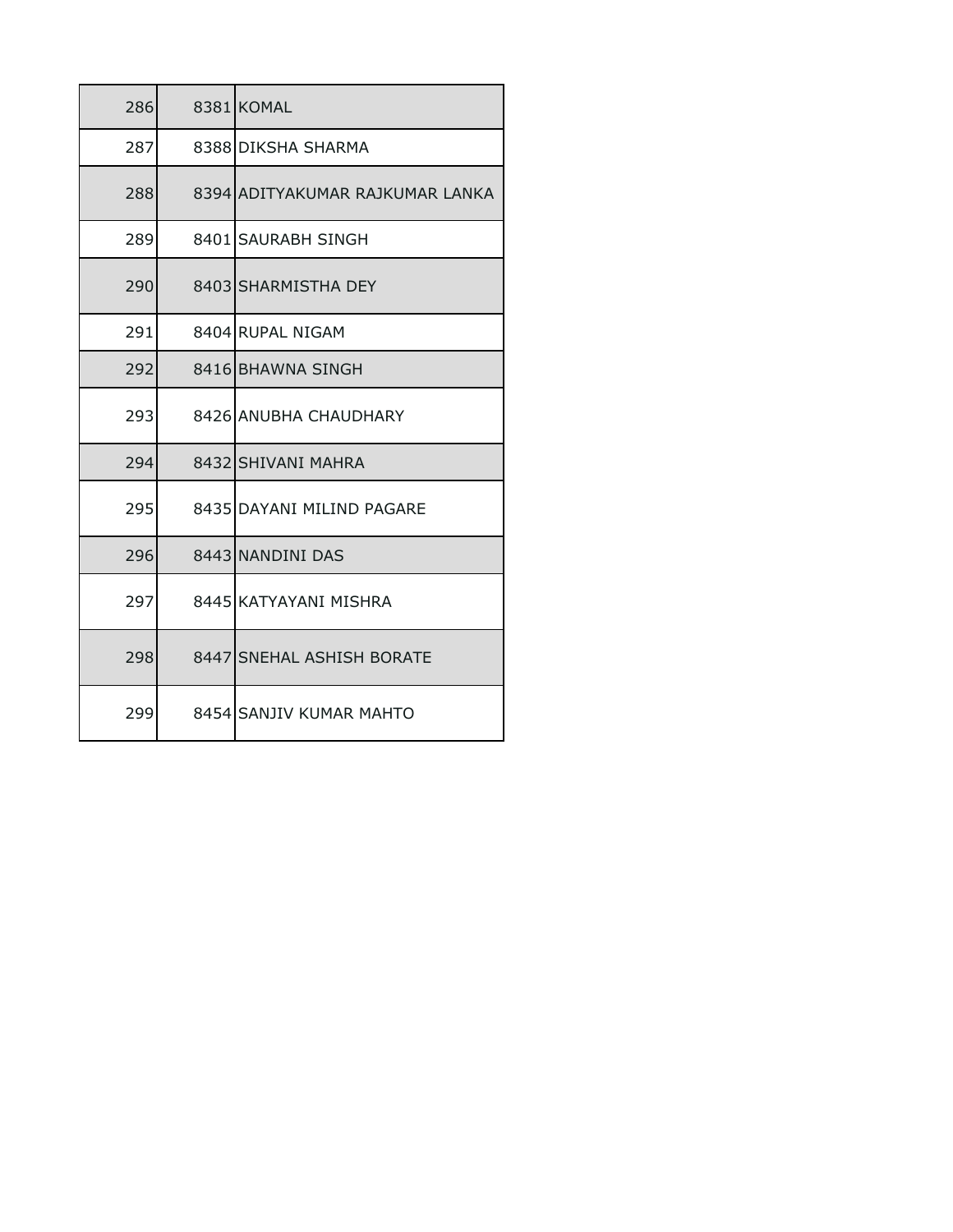| | | |
|---|---|---|
| 286 | 8381 | KOMAL |
| 287 | 8388 | DIKSHA SHARMA |
| 288 | 8394 | ADITYAKUMAR RAJKUMAR LANKA |
| 289 | 8401 | SAURABH SINGH |
| 290 | 8403 | SHARMISTHA DEY |
| 291 | 8404 | RUPAL NIGAM |
| 292 | 8416 | BHAWNA SINGH |
| 293 | 8426 | ANUBHA CHAUDHARY |
| 294 | 8432 | SHIVANI MAHRA |
| 295 | 8435 | DAYANI MILIND PAGARE |
| 296 | 8443 | NANDINI DAS |
| 297 | 8445 | KATYAYANI MISHRA |
| 298 | 8447 | SNEHAL ASHISH BORATE |
| 299 | 8454 | SANJIV KUMAR MAHTO |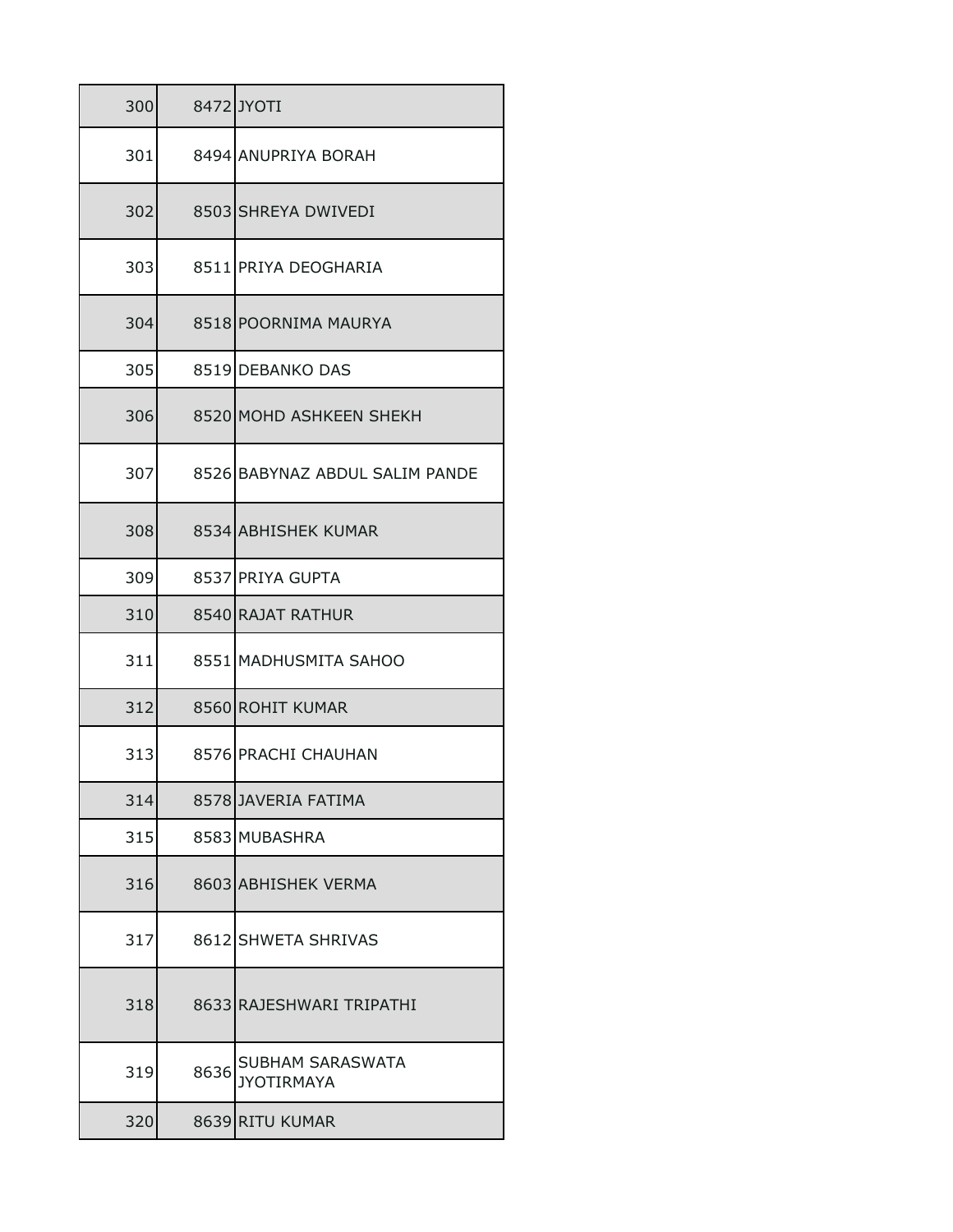| | | |
|---|---|---|
| 300 | 8472 | JYOTI |
| 301 | 8494 | ANUPRIYA BORAH |
| 302 | 8503 | SHREYA DWIVEDI |
| 303 | 8511 | PRIYA DEOGHARIA |
| 304 | 8518 | POORNIMA MAURYA |
| 305 | 8519 | DEBANKO DAS |
| 306 | 8520 | MOHD ASHKEEN SHEKH |
| 307 | 8526 | BABYNAZ ABDUL SALIM PANDE |
| 308 | 8534 | ABHISHEK KUMAR |
| 309 | 8537 | PRIYA GUPTA |
| 310 | 8540 | RAJAT RATHUR |
| 311 | 8551 | MADHUSMITA SAHOO |
| 312 | 8560 | ROHIT KUMAR |
| 313 | 8576 | PRACHI CHAUHAN |
| 314 | 8578 | JAVERIA FATIMA |
| 315 | 8583 | MUBASHRA |
| 316 | 8603 | ABHISHEK VERMA |
| 317 | 8612 | SHWETA SHRIVAS |
| 318 | 8633 | RAJESHWARI TRIPATHI |
| 319 | 8636 | SUBHAM SARASWATA JYOTIRMAYA |
| 320 | 8639 | RITU KUMAR |